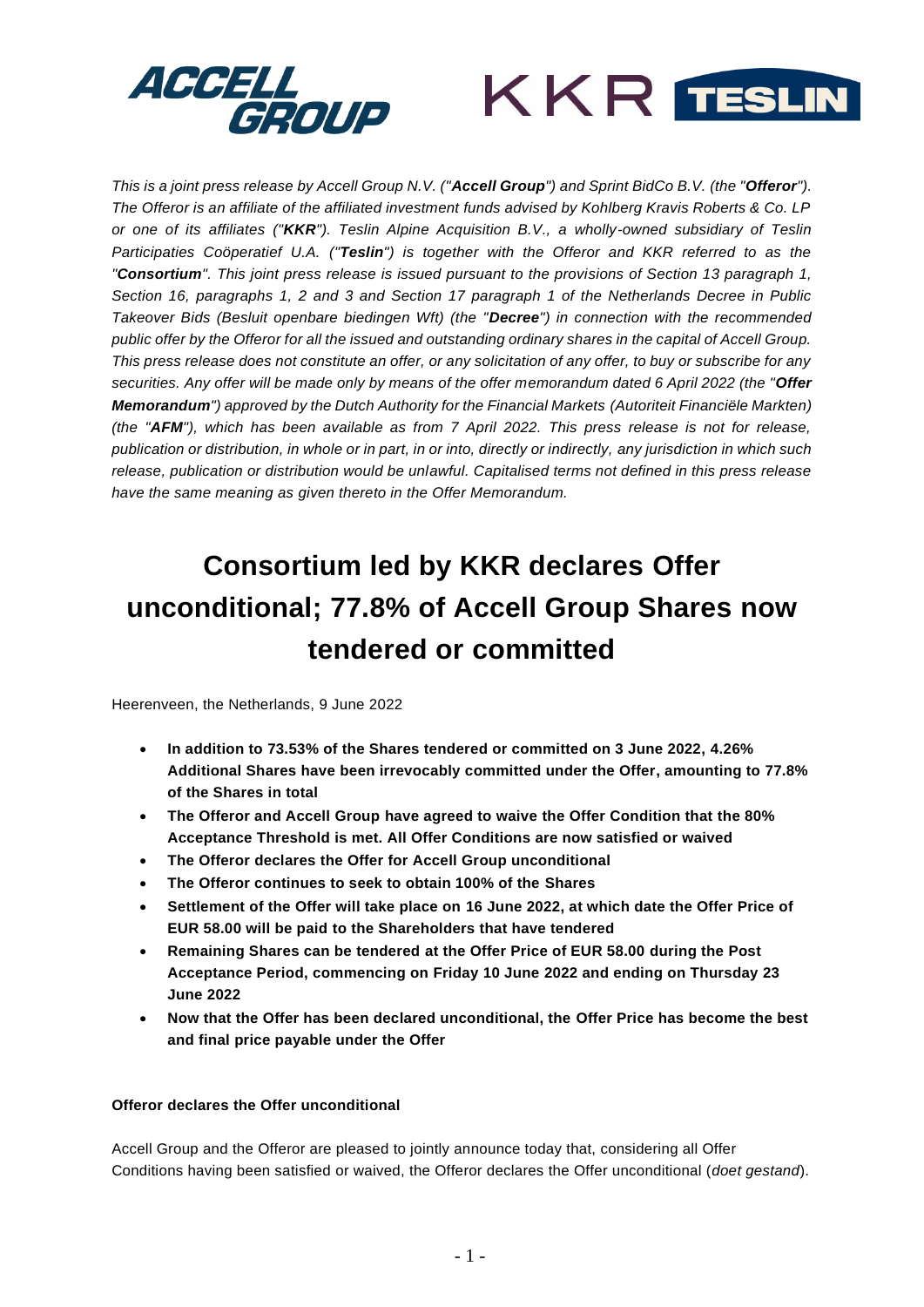*This is a joint press release by Accell Group N.V. ("**Accell Group**") and Sprint BidCo B.V. (the "**Offeror**"). The Offeror is an affiliate of the affiliated investment funds advised by Kohlberg Kravis Roberts & Co. LP or one of its affiliates ("**KKR**"). Teslin Alpine Acquisition B.V., a wholly-owned subsidiary of Teslin Participaties Coöperatief U.A. ("**Teslin**") is together with the Offeror and KKR referred to as the "**Consortium**". This joint press release is issued pursuant to the provisions of Section 13 paragraph 1, Section 16, paragraphs 1, 2 and 3 and Section 17 paragraph 1 of the Netherlands Decree in Public Takeover Bids (Besluit openbare biedingen Wft) (the "**Decree**") in connection with the recommended public offer by the Offeror for all the issued and outstanding ordinary shares in the capital of Accell Group. This press release does not constitute an offer, or any solicitation of any offer, to buy or subscribe for any securities. Any offer will be made only by means of the offer memorandum dated 6 April 2022 (the "**Offer Memorandum**") approved by the Dutch Authority for the Financial Markets (Autoriteit Financiële Markten) (the "**AFM**"), which has been available as from 7 April 2022. This press release is not for release, publication or distribution, in whole or in part, in or into, directly or indirectly, any jurisdiction in which such release, publication or distribution would be unlawful. Capitalised terms not defined in this press release have the same meaning as given thereto in the Offer Memorandum.*

# Consortium led by KKR declares Offer unconditional; 77.8% of Accell Group Shares now tendered or committed

Heerenveen, the Netherlands, 9 June 2022

- **In addition to 73.53% of the Shares tendered or committed on 3 June 2022, 4.26% Additional Shares have been irrevocably committed under the Offer, amounting to 77.8% of the Shares in total**
- **The Offeror and Accell Group have agreed to waive the Offer Condition that the 80% Acceptance Threshold is met. All Offer Conditions are now satisfied or waived**
- **The Offeror declares the Offer for Accell Group unconditional**
- **The Offeror continues to seek to obtain 100% of the Shares**
- **Settlement of the Offer will take place on 16 June 2022, at which date the Offer Price of EUR 58.00 will be paid to the Shareholders that have tendered**
- **Remaining Shares can be tendered at the Offer Price of EUR 58.00 during the Post Acceptance Period, commencing on Friday 10 June 2022 and ending on Thursday 23 June 2022**
- **Now that the Offer has been declared unconditional, the Offer Price has become the best and final price payable under the Offer**

**Offeror declares the Offer unconditional**

Accell Group and the Offeror are pleased to jointly announce today that, considering all Offer Conditions having been satisfied or waived, the Offeror declares the Offer unconditional (*doet gestand*).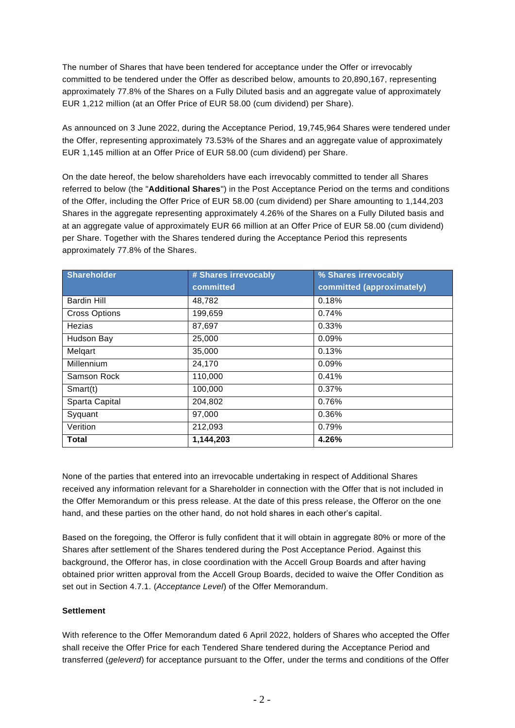The number of Shares that have been tendered for acceptance under the Offer or irrevocably committed to be tendered under the Offer as described below, amounts to 20,890,167, representing approximately 77.8% of the Shares on a Fully Diluted basis and an aggregate value of approximately EUR 1,212 million (at an Offer Price of EUR 58.00 (cum dividend) per Share).

As announced on 3 June 2022, during the Acceptance Period, 19,745,964 Shares were tendered under the Offer, representing approximately 73.53% of the Shares and an aggregate value of approximately EUR 1,145 million at an Offer Price of EUR 58.00 (cum dividend) per Share.

On the date hereof, the below shareholders have each irrevocably committed to tender all Shares referred to below (the "**Additional Shares**") in the Post Acceptance Period on the terms and conditions of the Offer, including the Offer Price of EUR 58.00 (cum dividend) per Share amounting to 1,144,203 Shares in the aggregate representing approximately 4.26% of the Shares on a Fully Diluted basis and at an aggregate value of approximately EUR 66 million at an Offer Price of EUR 58.00 (cum dividend) per Share. Together with the Shares tendered during the Acceptance Period this represents approximately 77.8% of the Shares.

| Shareholder | # Shares irrevocably committed | % Shares irrevocably committed (approximately) |
|---|---|---|
| Bardin Hill | 48,782 | 0.18% |
| Cross Options | 199,659 | 0.74% |
| Hezias | 87,697 | 0.33% |
| Hudson Bay | 25,000 | 0.09% |
| Melqart | 35,000 | 0.13% |
| Millennium | 24,170 | 0.09% |
| Samson Rock | 110,000 | 0.41% |
| Smart(t) | 100,000 | 0.37% |
| Sparta Capital | 204,802 | 0.76% |
| Syquant | 97,000 | 0.36% |
| Verition | 212,093 | 0.79% |
| **Total** | **1,144,203** | **4.26%** |

None of the parties that entered into an irrevocable undertaking in respect of Additional Shares received any information relevant for a Shareholder in connection with the Offer that is not included in the Offer Memorandum or this press release. At the date of this press release, the Offeror on the one hand, and these parties on the other hand, do not hold shares in each other's capital.

Based on the foregoing, the Offeror is fully confident that it will obtain in aggregate 80% or more of the Shares after settlement of the Shares tendered during the Post Acceptance Period. Against this background, the Offeror has, in close coordination with the Accell Group Boards and after having obtained prior written approval from the Accell Group Boards, decided to waive the Offer Condition as set out in Section 4.7.1. (*Acceptance Level*) of the Offer Memorandum.

**Settlement**

With reference to the Offer Memorandum dated 6 April 2022, holders of Shares who accepted the Offer shall receive the Offer Price for each Tendered Share tendered during the Acceptance Period and transferred (*geleverd*) for acceptance pursuant to the Offer, under the terms and conditions of the Offer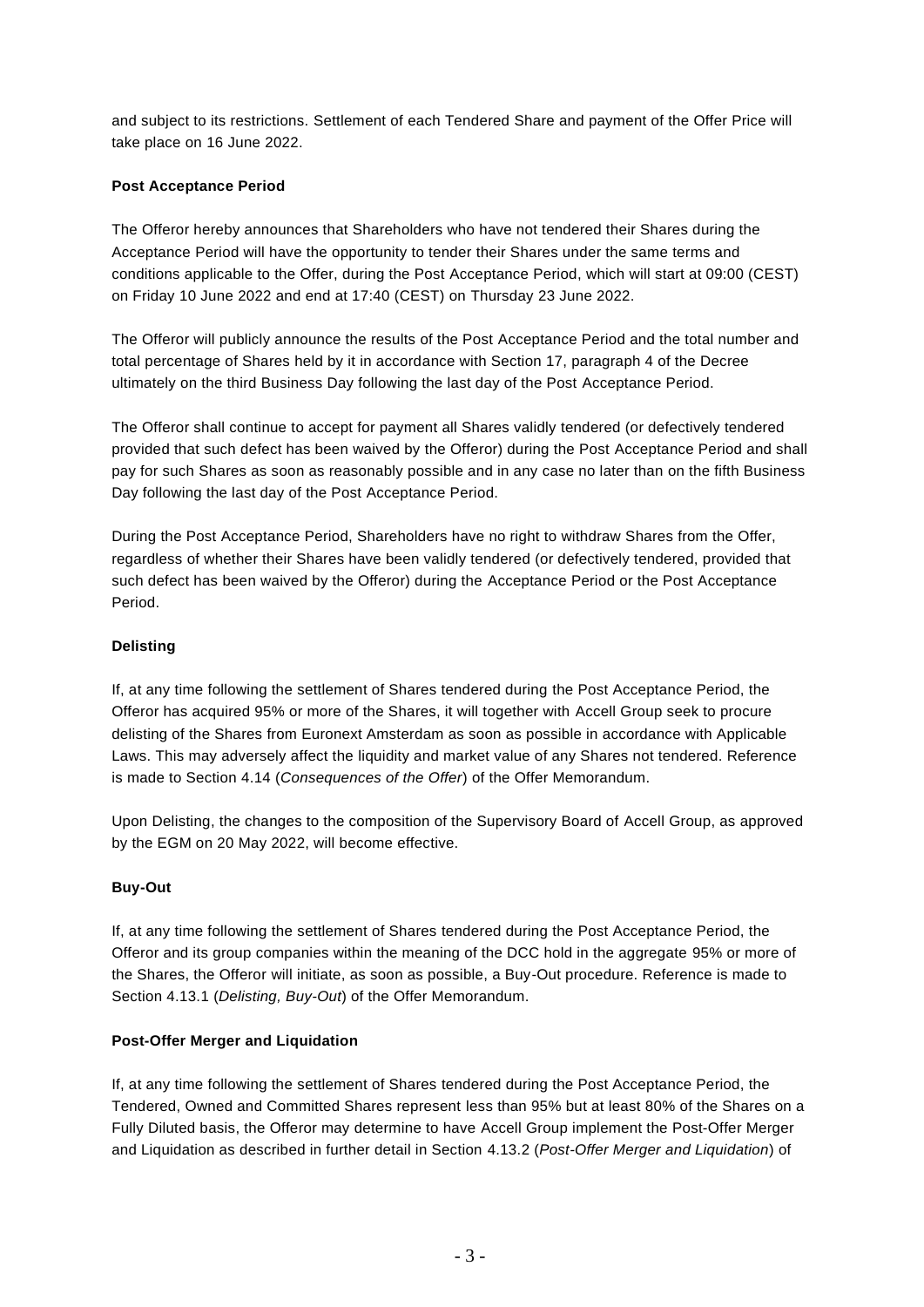and subject to its restrictions. Settlement of each Tendered Share and payment of the Offer Price will take place on 16 June 2022.

**Post Acceptance Period**

The Offeror hereby announces that Shareholders who have not tendered their Shares during the Acceptance Period will have the opportunity to tender their Shares under the same terms and conditions applicable to the Offer, during the Post Acceptance Period, which will start at 09:00 (CEST) on Friday 10 June 2022 and end at 17:40 (CEST) on Thursday 23 June 2022.

The Offeror will publicly announce the results of the Post Acceptance Period and the total number and total percentage of Shares held by it in accordance with Section 17, paragraph 4 of the Decree ultimately on the third Business Day following the last day of the Post Acceptance Period.

The Offeror shall continue to accept for payment all Shares validly tendered (or defectively tendered provided that such defect has been waived by the Offeror) during the Post Acceptance Period and shall pay for such Shares as soon as reasonably possible and in any case no later than on the fifth Business Day following the last day of the Post Acceptance Period.

During the Post Acceptance Period, Shareholders have no right to withdraw Shares from the Offer, regardless of whether their Shares have been validly tendered (or defectively tendered, provided that such defect has been waived by the Offeror) during the Acceptance Period or the Post Acceptance Period.

**Delisting**

If, at any time following the settlement of Shares tendered during the Post Acceptance Period, the Offeror has acquired 95% or more of the Shares, it will together with Accell Group seek to procure delisting of the Shares from Euronext Amsterdam as soon as possible in accordance with Applicable Laws. This may adversely affect the liquidity and market value of any Shares not tendered. Reference is made to Section 4.14 (*Consequences of the Offer*) of the Offer Memorandum.

Upon Delisting, the changes to the composition of the Supervisory Board of Accell Group, as approved by the EGM on 20 May 2022, will become effective.

**Buy-Out**

If, at any time following the settlement of Shares tendered during the Post Acceptance Period, the Offeror and its group companies within the meaning of the DCC hold in the aggregate 95% or more of the Shares, the Offeror will initiate, as soon as possible, a Buy-Out procedure. Reference is made to Section 4.13.1 (*Delisting, Buy-Out*) of the Offer Memorandum.

**Post-Offer Merger and Liquidation**

If, at any time following the settlement of Shares tendered during the Post Acceptance Period, the Tendered, Owned and Committed Shares represent less than 95% but at least 80% of the Shares on a Fully Diluted basis, the Offeror may determine to have Accell Group implement the Post-Offer Merger and Liquidation as described in further detail in Section 4.13.2 (*Post-Offer Merger and Liquidation*) of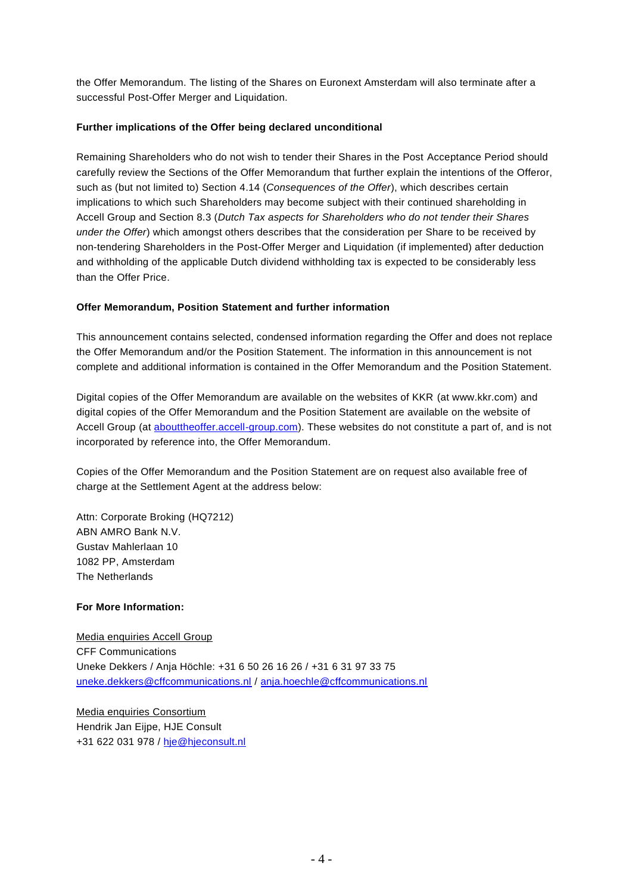the Offer Memorandum. The listing of the Shares on Euronext Amsterdam will also terminate after a successful Post-Offer Merger and Liquidation.

**Further implications of the Offer being declared unconditional**

Remaining Shareholders who do not wish to tender their Shares in the Post Acceptance Period should carefully review the Sections of the Offer Memorandum that further explain the intentions of the Offeror, such as (but not limited to) Section 4.14 (*Consequences of the Offer*), which describes certain implications to which such Shareholders may become subject with their continued shareholding in Accell Group and Section 8.3 (*Dutch Tax aspects for Shareholders who do not tender their Shares under the Offer*) which amongst others describes that the consideration per Share to be received by non-tendering Shareholders in the Post-Offer Merger and Liquidation (if implemented) after deduction and withholding of the applicable Dutch dividend withholding tax is expected to be considerably less than the Offer Price.

**Offer Memorandum, Position Statement and further information**

This announcement contains selected, condensed information regarding the Offer and does not replace the Offer Memorandum and/or the Position Statement. The information in this announcement is not complete and additional information is contained in the Offer Memorandum and the Position Statement.

Digital copies of the Offer Memorandum are available on the websites of KKR (at www.kkr.com) and digital copies of the Offer Memorandum and the Position Statement are available on the website of Accell Group (at abouttheoffer.accell-group.com). These websites do not constitute a part of, and is not incorporated by reference into, the Offer Memorandum.

Copies of the Offer Memorandum and the Position Statement are on request also available free of charge at the Settlement Agent at the address below:

Attn: Corporate Broking (HQ7212)
ABN AMRO Bank N.V.
Gustav Mahlerlaan 10
1082 PP, Amsterdam
The Netherlands

**For More Information:**

Media enquiries Accell Group
CFF Communications
Uneke Dekkers / Anja Höchle: +31 6 50 26 16 26 / +31 6 31 97 33 75
uneke.dekkers@cffcommunications.nl / anja.hoechle@cffcommunications.nl

Media enquiries Consortium
Hendrik Jan Eijpe, HJE Consult
+31 622 031 978 / hje@hjeconsult.nl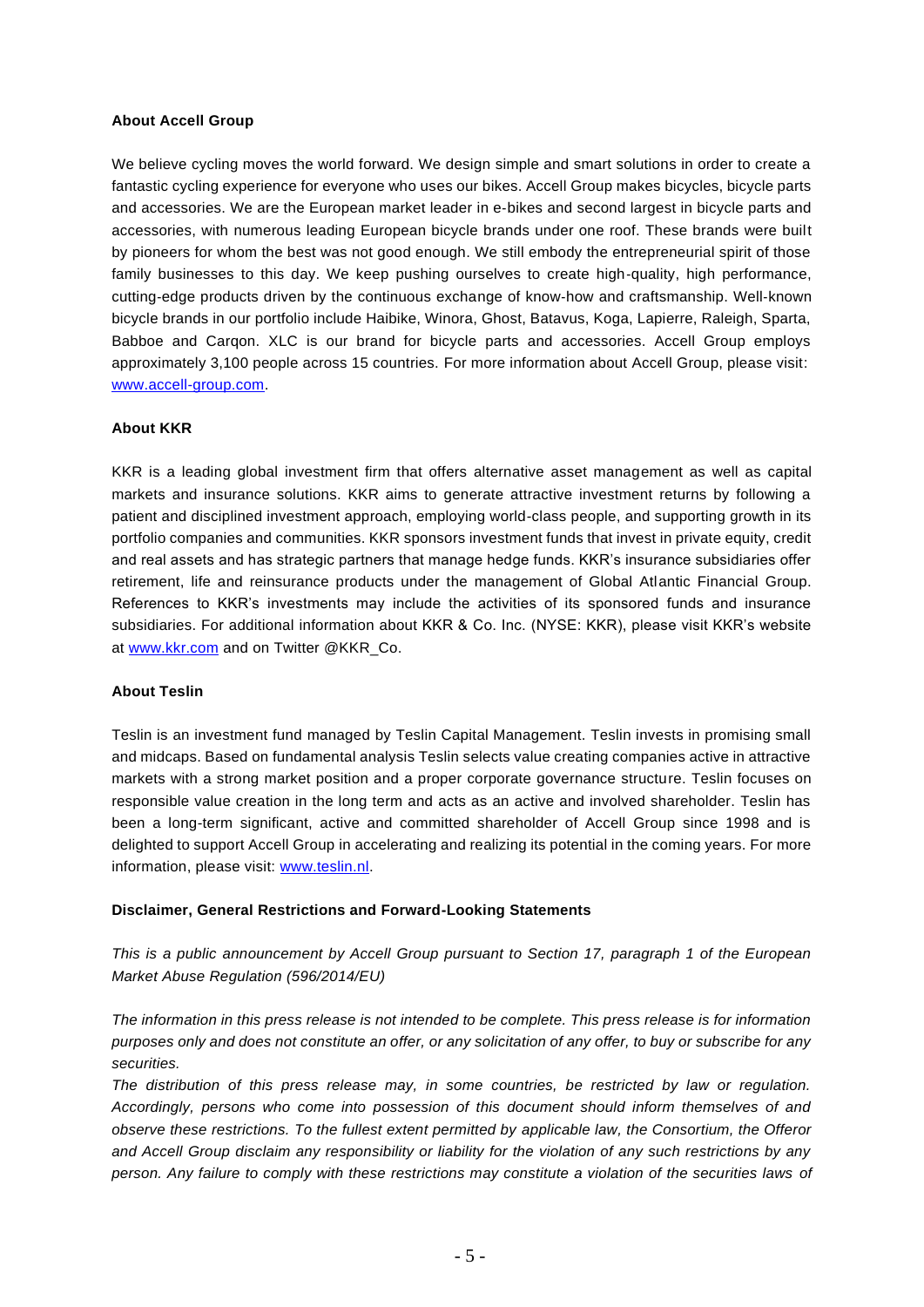**About Accell Group**

We believe cycling moves the world forward. We design simple and smart solutions in order to create a fantastic cycling experience for everyone who uses our bikes. Accell Group makes bicycles, bicycle parts and accessories. We are the European market leader in e-bikes and second largest in bicycle parts and accessories, with numerous leading European bicycle brands under one roof. These brands were built by pioneers for whom the best was not good enough. We still embody the entrepreneurial spirit of those family businesses to this day. We keep pushing ourselves to create high-quality, high performance, cutting-edge products driven by the continuous exchange of know-how and craftsmanship. Well-known bicycle brands in our portfolio include Haibike, Winora, Ghost, Batavus, Koga, Lapierre, Raleigh, Sparta, Babboe and Carqon. XLC is our brand for bicycle parts and accessories. Accell Group employs approximately 3,100 people across 15 countries. For more information about Accell Group, please visit: [www.accell-group.com](http://www.accell-group.com).

**About KKR**

KKR is a leading global investment firm that offers alternative asset management as well as capital markets and insurance solutions. KKR aims to generate attractive investment returns by following a patient and disciplined investment approach, employing world-class people, and supporting growth in its portfolio companies and communities. KKR sponsors investment funds that invest in private equity, credit and real assets and has strategic partners that manage hedge funds. KKR's insurance subsidiaries offer retirement, life and reinsurance products under the management of Global Atlantic Financial Group. References to KKR's investments may include the activities of its sponsored funds and insurance subsidiaries. For additional information about KKR & Co. Inc. (NYSE: KKR), please visit KKR's website at [www.kkr.com](http://www.kkr.com) and on Twitter @KKR_Co.

**About Teslin**

Teslin is an investment fund managed by Teslin Capital Management. Teslin invests in promising small and midcaps. Based on fundamental analysis Teslin selects value creating companies active in attractive markets with a strong market position and a proper corporate governance structure. Teslin focuses on responsible value creation in the long term and acts as an active and involved shareholder. Teslin has been a long-term significant, active and committed shareholder of Accell Group since 1998 and is delighted to support Accell Group in accelerating and realizing its potential in the coming years. For more information, please visit: [www.teslin.nl](http://www.teslin.nl).

**Disclaimer, General Restrictions and Forward-Looking Statements**

*This is a public announcement by Accell Group pursuant to Section 17, paragraph 1 of the European Market Abuse Regulation (596/2014/EU)*

*The information in this press release is not intended to be complete. This press release is for information purposes only and does not constitute an offer, or any solicitation of any offer, to buy or subscribe for any securities.*

*The distribution of this press release may, in some countries, be restricted by law or regulation. Accordingly, persons who come into possession of this document should inform themselves of and observe these restrictions. To the fullest extent permitted by applicable law, the Consortium, the Offeror and Accell Group disclaim any responsibility or liability for the violation of any such restrictions by any person. Any failure to comply with these restrictions may constitute a violation of the securities laws of*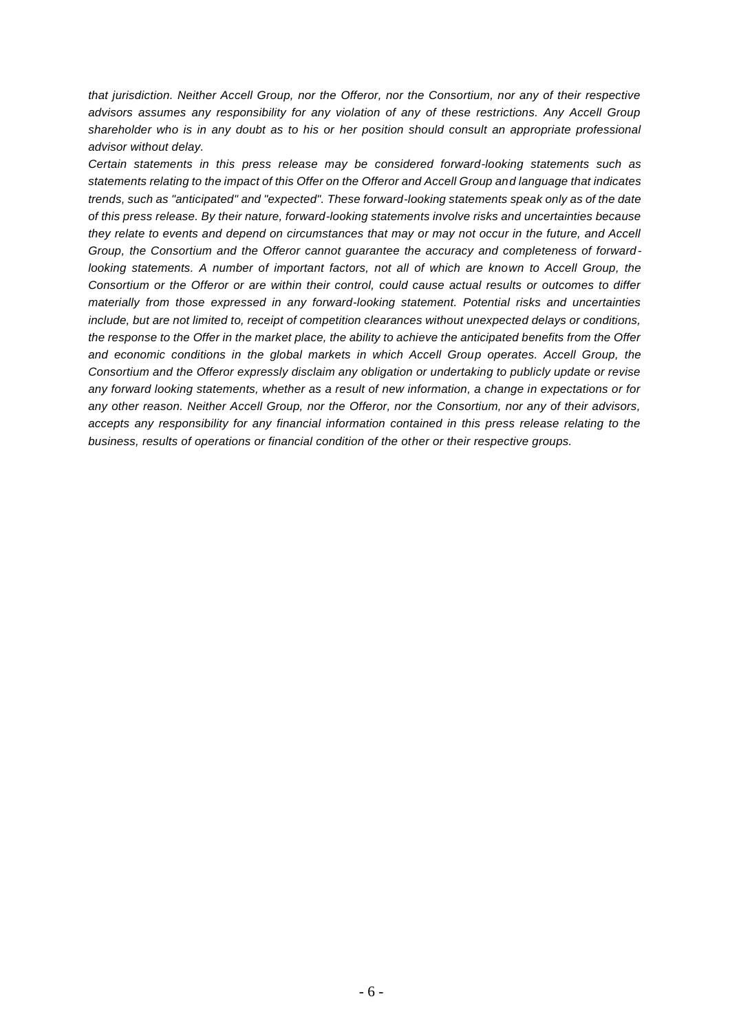*that jurisdiction. Neither Accell Group, nor the Offeror, nor the Consortium, nor any of their respective advisors assumes any responsibility for any violation of any of these restrictions. Any Accell Group shareholder who is in any doubt as to his or her position should consult an appropriate professional advisor without delay.*

*Certain statements in this press release may be considered forward-looking statements such as statements relating to the impact of this Offer on the Offeror and Accell Group and language that indicates trends, such as "anticipated" and "expected". These forward-looking statements speak only as of the date of this press release. By their nature, forward-looking statements involve risks and uncertainties because they relate to events and depend on circumstances that may or may not occur in the future, and Accell Group, the Consortium and the Offeror cannot guarantee the accuracy and completeness of forward-looking statements. A number of important factors, not all of which are known to Accell Group, the Consortium or the Offeror or are within their control, could cause actual results or outcomes to differ materially from those expressed in any forward-looking statement. Potential risks and uncertainties include, but are not limited to, receipt of competition clearances without unexpected delays or conditions, the response to the Offer in the market place, the ability to achieve the anticipated benefits from the Offer and economic conditions in the global markets in which Accell Group operates. Accell Group, the Consortium and the Offeror expressly disclaim any obligation or undertaking to publicly update or revise any forward looking statements, whether as a result of new information, a change in expectations or for any other reason. Neither Accell Group, nor the Offeror, nor the Consortium, nor any of their advisors, accepts any responsibility for any financial information contained in this press release relating to the business, results of operations or financial condition of the other or their respective groups.*